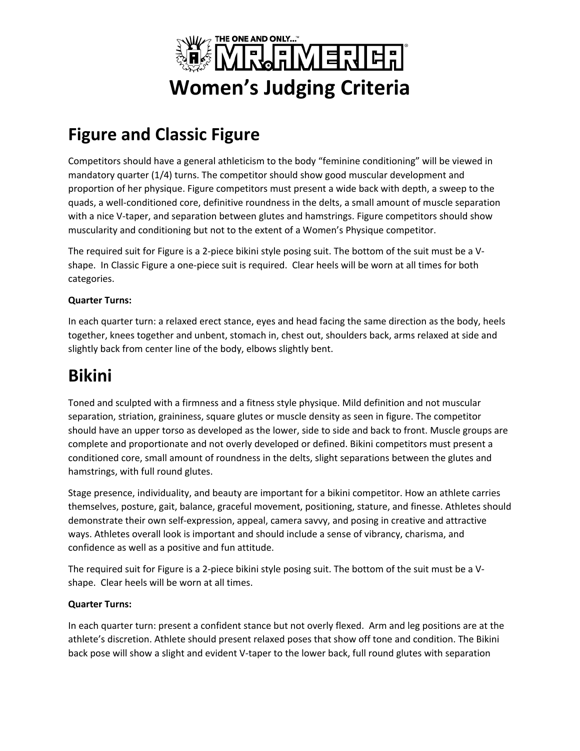# THE ONE AND ONLY... MR. AMERICA

# Women's Judging Criteria

## Figure and Classic Figure

Competitors should have a general athleticism to the body "feminine conditioning" will be viewed in mandatory quarter (1/4) turns. The competitor should show good muscular development and proportion of her physique. Figure competitors must present a wide back with depth, a sweep to the quads, a well-conditioned core, definitive roundness in the delts, a small amount of muscle separation with a nice V-taper, and separation between glutes and hamstrings. Figure competitors should show muscularity and conditioning but not to the extent of a Women's Physique competitor.

The required suit for Figure is a 2-piece bikini style posing suit. The bottom of the suit must be a V-shape. In Classic Figure a one-piece suit is required. Clear heels will be worn at all times for both categories.

**Quarter Turns:**

In each quarter turn: a relaxed erect stance, eyes and head facing the same direction as the body, heels together, knees together and unbent, stomach in, chest out, shoulders back, arms relaxed at side and slightly back from center line of the body, elbows slightly bent.

# Bikini

Toned and sculpted with a firmness and a fitness style physique. Mild definition and not muscular separation, striation, graininess, square glutes or muscle density as seen in figure. The competitor should have an upper torso as developed as the lower, side to side and back to front. Muscle groups are complete and proportionate and not overly developed or defined. Bikini competitors must present a conditioned core, small amount of roundness in the delts, slight separations between the glutes and hamstrings, with full round glutes.

Stage presence, individuality, and beauty are important for a bikini competitor. How an athlete carries themselves, posture, gait, balance, graceful movement, positioning, stature, and finesse. Athletes should demonstrate their own self-expression, appeal, camera savvy, and posing in creative and attractive ways. Athletes overall look is important and should include a sense of vibrancy, charisma, and confidence as well as a positive and fun attitude.

The required suit for Figure is a 2-piece bikini style posing suit. The bottom of the suit must be a V-shape. Clear heels will be worn at all times.

**Quarter Turns:**

In each quarter turn: present a confident stance but not overly flexed. Arm and leg positions are at the athlete's discretion. Athlete should present relaxed poses that show off tone and condition. The Bikini back pose will show a slight and evident V-taper to the lower back, full round glutes with separation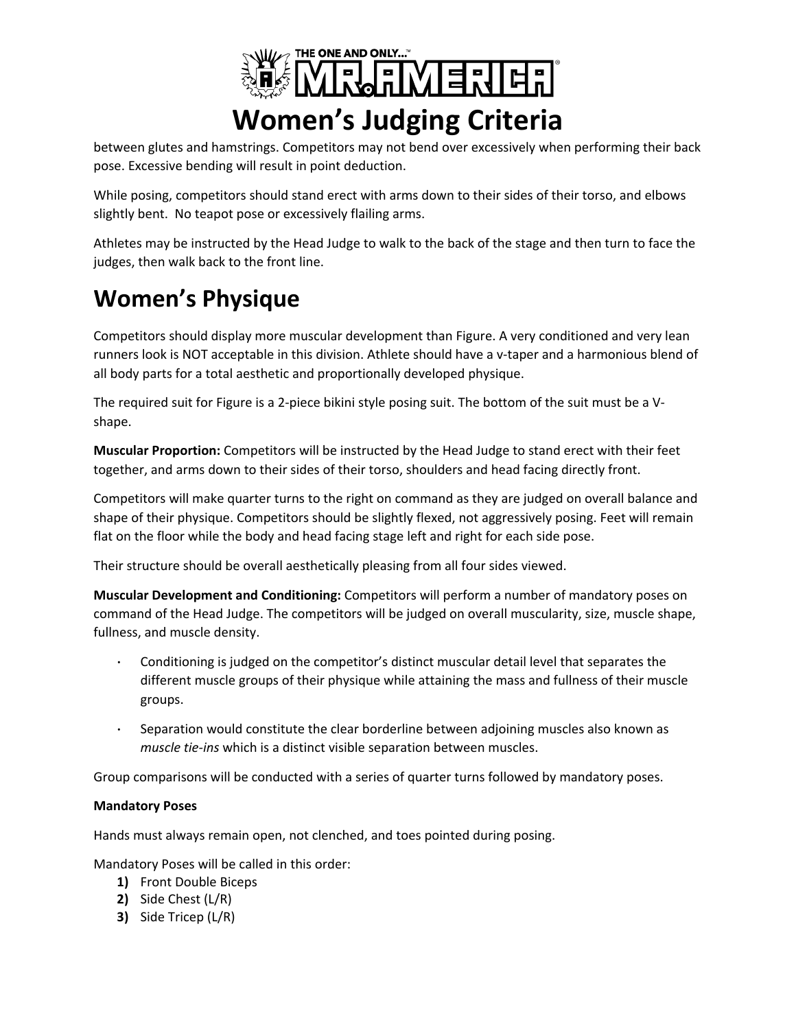between glutes and hamstrings. Competitors may not bend over excessively when performing their back pose. Excessive bending will result in point deduction.

While posing, competitors should stand erect with arms down to their sides of their torso, and elbows slightly bent. No teapot pose or excessively flailing arms.

Athletes may be instructed by the Head Judge to walk to the back of the stage and then turn to face the judges, then walk back to the front line.

# Women's Physique

Competitors should display more muscular development than Figure. A very conditioned and very lean runners look is NOT acceptable in this division. Athlete should have a v-taper and a harmonious blend of all body parts for a total aesthetic and proportionally developed physique.

The required suit for Figure is a 2-piece bikini style posing suit. The bottom of the suit must be a V-shape.

**Muscular Proportion:** Competitors will be instructed by the Head Judge to stand erect with their feet together, and arms down to their sides of their torso, shoulders and head facing directly front.

Competitors will make quarter turns to the right on command as they are judged on overall balance and shape of their physique. Competitors should be slightly flexed, not aggressively posing. Feet will remain flat on the floor while the body and head facing stage left and right for each side pose.

Their structure should be overall aesthetically pleasing from all four sides viewed.

**Muscular Development and Conditioning:** Competitors will perform a number of mandatory poses on command of the Head Judge. The competitors will be judged on overall muscularity, size, muscle shape, fullness, and muscle density.

- Conditioning is judged on the competitor's distinct muscular detail level that separates the different muscle groups of their physique while attaining the mass and fullness of their muscle groups.
- Separation would constitute the clear borderline between adjoining muscles also known as *muscle tie-ins* which is a distinct visible separation between muscles.

Group comparisons will be conducted with a series of quarter turns followed by mandatory poses.

**Mandatory Poses**

Hands must always remain open, not clenched, and toes pointed during posing.

Mandatory Poses will be called in this order:

1) Front Double Biceps
2) Side Chest (L/R)
3) Side Tricep (L/R)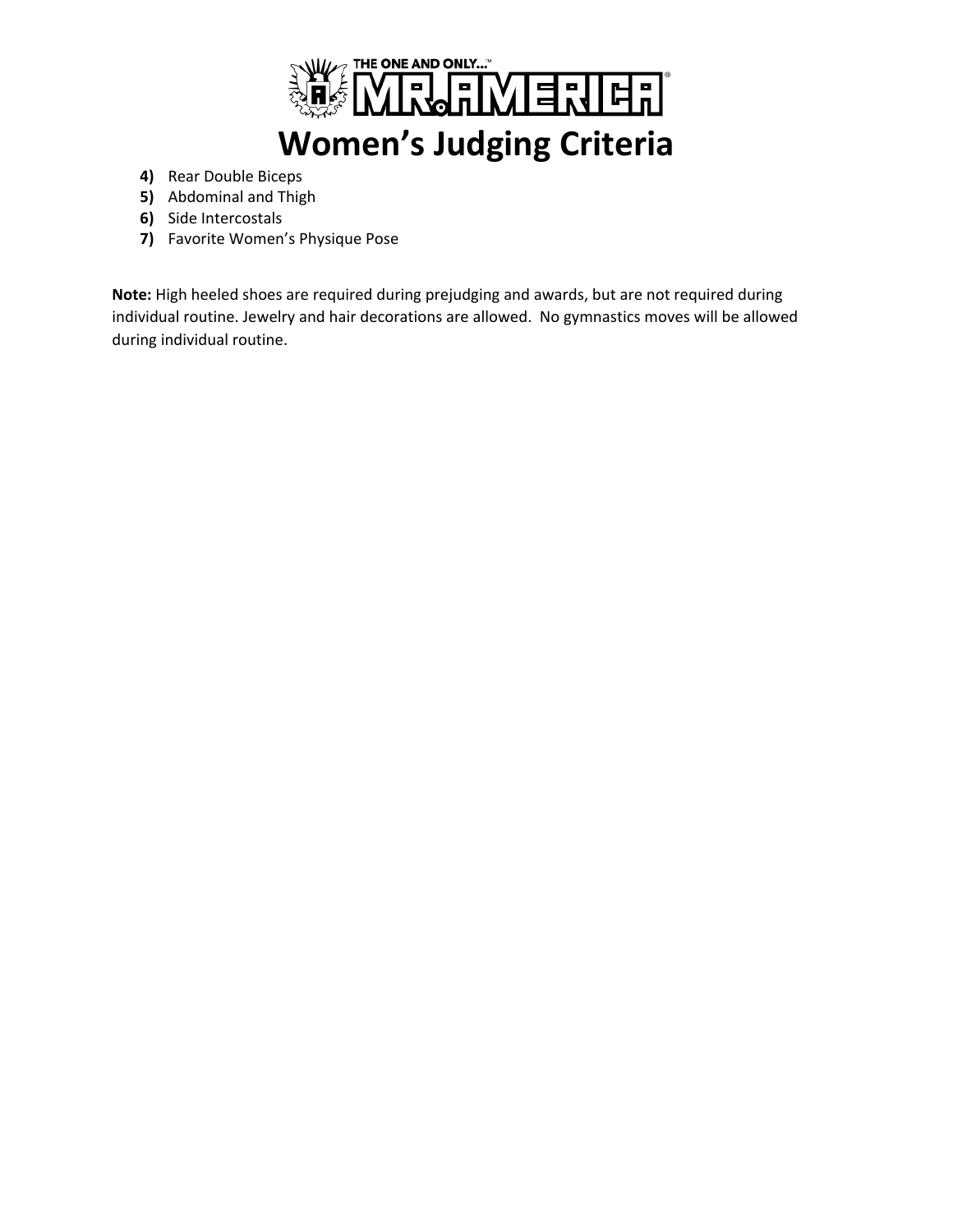# Women's Judging Criteria

4) Rear Double Biceps
5) Abdominal and Thigh
6) Side Intercostals
7) Favorite Women's Physique Pose

**Note:** High heeled shoes are required during prejudging and awards, but are not required during individual routine. Jewelry and hair decorations are allowed. No gymnastics moves will be allowed during individual routine.